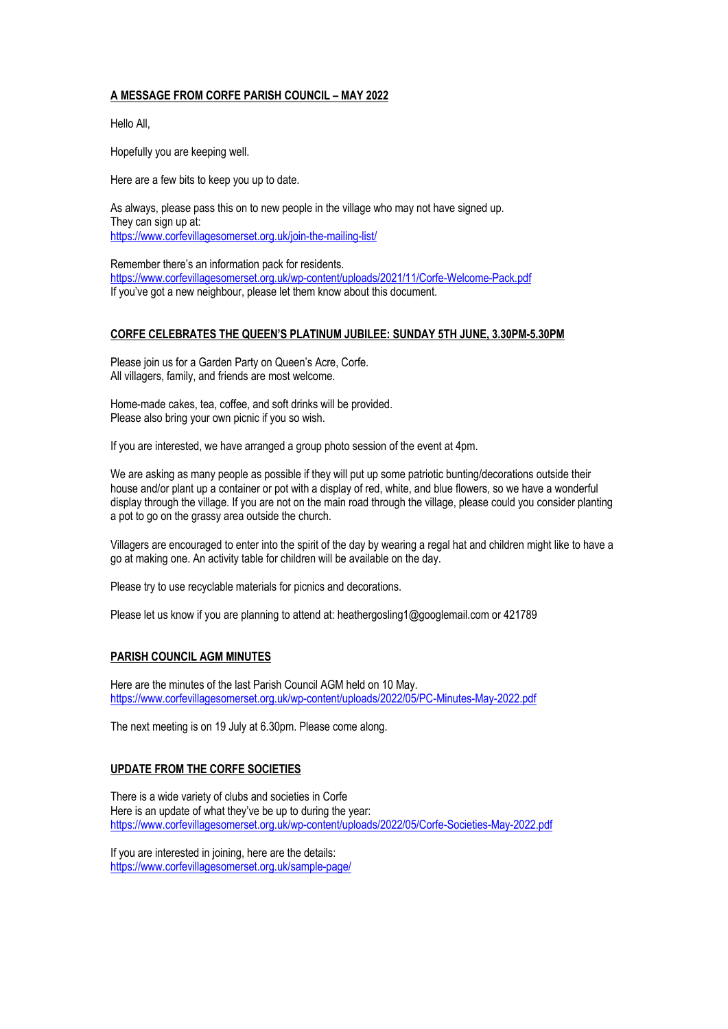## A MESSAGE FROM CORFE PARISH COUNCIL – MAY 2022

Hello All,

Hopefully you are keeping well.

Here are a few bits to keep you up to date.

As always, please pass this on to new people in the village who may not have signed up.
They can sign up at:
https://www.corfevillagesomerset.org.uk/join-the-mailing-list/

Remember there's an information pack for residents.
https://www.corfevillagesomerset.org.uk/wp-content/uploads/2021/11/Corfe-Welcome-Pack.pdf
If you've got a new neighbour, please let them know about this document.

## CORFE CELEBRATES THE QUEEN'S PLATINUM JUBILEE: SUNDAY 5TH JUNE, 3.30PM-5.30PM

Please join us for a Garden Party on Queen's Acre, Corfe.
All villagers, family, and friends are most welcome.

Home-made cakes, tea, coffee, and soft drinks will be provided.
Please also bring your own picnic if you so wish.

If you are interested, we have arranged a group photo session of the event at 4pm.

We are asking as many people as possible if they will put up some patriotic bunting/decorations outside their house and/or plant up a container or pot with a display of red, white, and blue flowers, so we have a wonderful display through the village. If you are not on the main road through the village, please could you consider planting a pot to go on the grassy area outside the church.

Villagers are encouraged to enter into the spirit of the day by wearing a regal hat and children might like to have a go at making one. An activity table for children will be available on the day.

Please try to use recyclable materials for picnics and decorations.

Please let us know if you are planning to attend at: heathergosling1@googlemail.com or 421789

## PARISH COUNCIL AGM MINUTES

Here are the minutes of the last Parish Council AGM held on 10 May.
https://www.corfevillagesomerset.org.uk/wp-content/uploads/2022/05/PC-Minutes-May-2022.pdf

The next meeting is on 19 July at 6.30pm. Please come along.

## UPDATE FROM THE CORFE SOCIETIES

There is a wide variety of clubs and societies in Corfe
Here is an update of what they've be up to during the year:
https://www.corfevillagesomerset.org.uk/wp-content/uploads/2022/05/Corfe-Societies-May-2022.pdf

If you are interested in joining, here are the details:
https://www.corfevillagesomerset.org.uk/sample-page/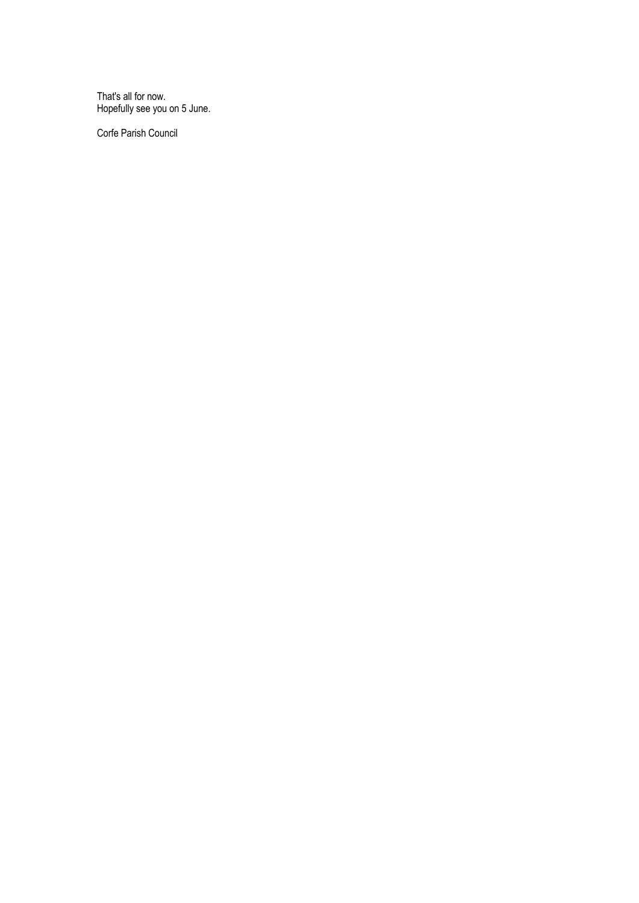That's all for now.
Hopefully see you on 5 June.

Corfe Parish Council